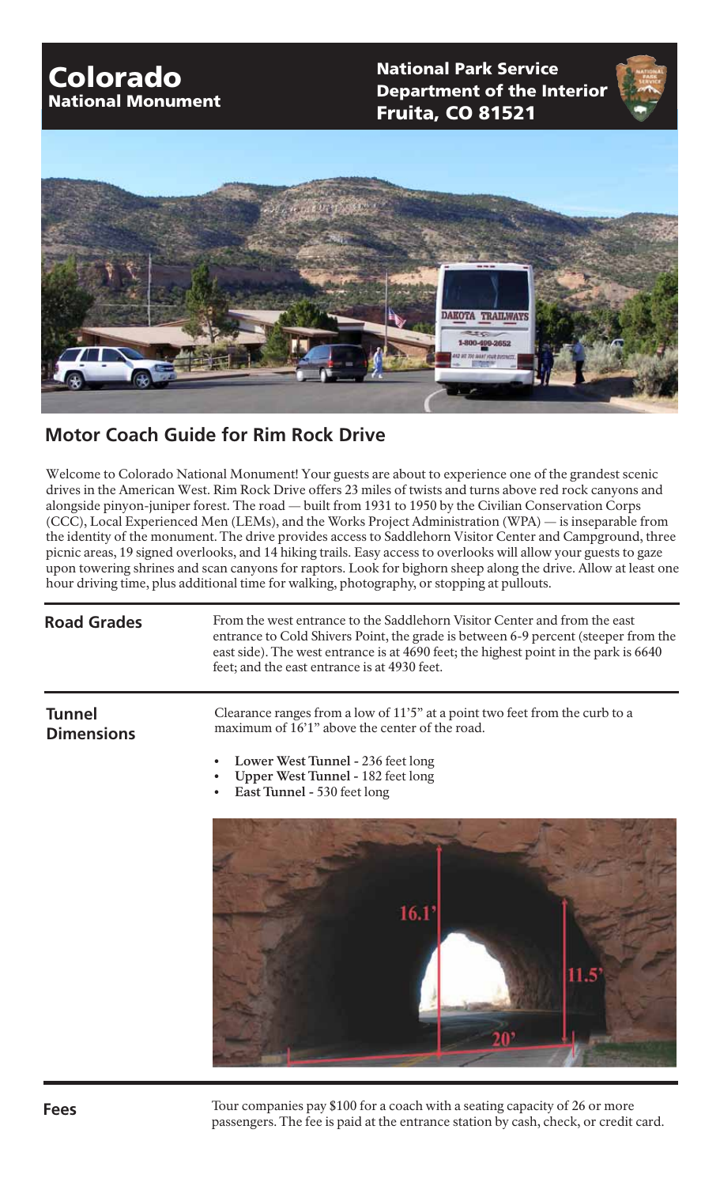# Colorado
## National Monument

**National Park Service**
**Department of the Interior**
**Fruita, CO 81521**

## Motor Coach Guide for Rim Rock Drive

Welcome to Colorado National Monument! Your guests are about to experience one of the grandest scenic drives in the American West. Rim Rock Drive offers 23 miles of twists and turns above red rock canyons and alongside pinyon-juniper forest. The road — built from 1931 to 1950 by the Civilian Conservation Corps (CCC), Local Experienced Men (LEMs), and the Works Project Administration (WPA) — is inseparable from the identity of the monument. The drive provides access to Saddlehorn Visitor Center and Campground, three picnic areas, 19 signed overlooks, and 14 hiking trails. Easy access to overlooks will allow your guests to gaze upon towering shrines and scan canyons for raptors. Look for bighorn sheep along the drive. Allow at least one hour driving time, plus additional time for walking, photography, or stopping at pullouts.

### Road Grades

From the west entrance to the Saddlehorn Visitor Center and from the east entrance to Cold Shivers Point, the grade is between 6-9 percent (steeper from the east side). The west entrance is at 4690 feet; the highest point in the park is 6640 feet; and the east entrance is at 4930 feet.

### Tunnel Dimensions

Clearance ranges from a low of 11'5" at a point two feet from the curb to a maximum of 16'1" above the center of the road.

- **Lower West Tunnel** - 236 feet long
- **Upper West Tunnel** - 182 feet long
- **East Tunnel** - 530 feet long

### Fees

Tour companies pay $100 for a coach with a seating capacity of 26 or more passengers. The fee is paid at the entrance station by cash, check, or credit card.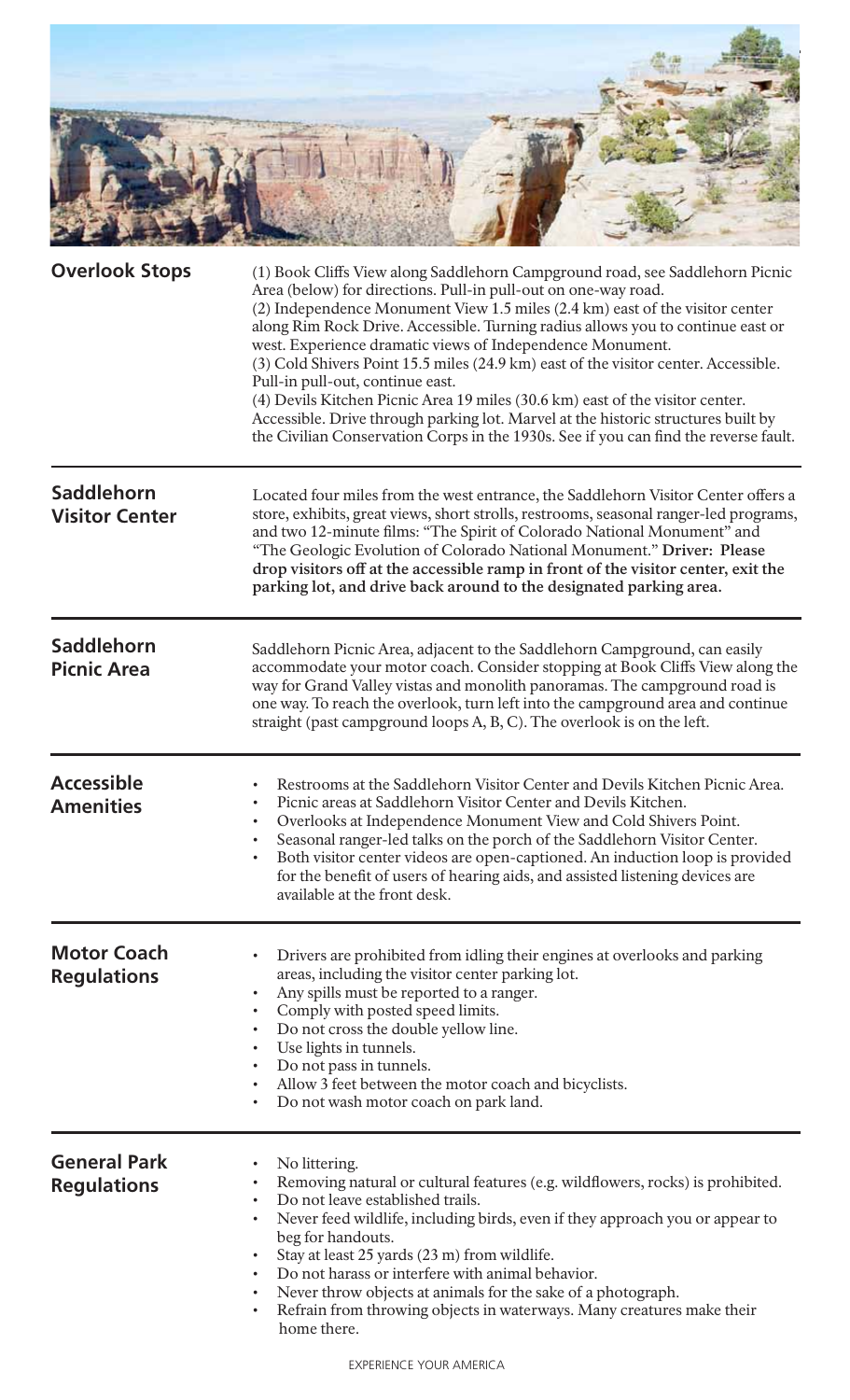## Overlook Stops

(1) Book Cliffs View along Saddlehorn Campground road, see Saddlehorn Picnic Area (below) for directions. Pull-in pull-out on one-way road.
(2) Independence Monument View 1.5 miles (2.4 km) east of the visitor center along Rim Rock Drive. Accessible. Turning radius allows you to continue east or west. Experience dramatic views of Independence Monument.
(3) Cold Shivers Point 15.5 miles (24.9 km) east of the visitor center. Accessible. Pull-in pull-out, continue east.
(4) Devils Kitchen Picnic Area 19 miles (30.6 km) east of the visitor center. Accessible. Drive through parking lot. Marvel at the historic structures built by the Civilian Conservation Corps in the 1930s. See if you can find the reverse fault.

## Saddlehorn Visitor Center

Located four miles from the west entrance, the Saddlehorn Visitor Center offers a store, exhibits, great views, short strolls, restrooms, seasonal ranger-led programs, and two 12-minute films: "The Spirit of Colorado National Monument" and "The Geologic Evolution of Colorado National Monument." **Driver: Please drop visitors off at the accessible ramp in front of the visitor center, exit the parking lot, and drive back around to the designated parking area.**

## Saddlehorn Picnic Area

Saddlehorn Picnic Area, adjacent to the Saddlehorn Campground, can easily accommodate your motor coach. Consider stopping at Book Cliffs View along the way for Grand Valley vistas and monolith panoramas. The campground road is one way. To reach the overlook, turn left into the campground area and continue straight (past campground loops A, B, C). The overlook is on the left.

## Accessible Amenities

- Restrooms at the Saddlehorn Visitor Center and Devils Kitchen Picnic Area.
- Picnic areas at Saddlehorn Visitor Center and Devils Kitchen.
- Overlooks at Independence Monument View and Cold Shivers Point.
- Seasonal ranger-led talks on the porch of the Saddlehorn Visitor Center.
- Both visitor center videos are open-captioned. An induction loop is provided for the benefit of users of hearing aids, and assisted listening devices are available at the front desk.

## Motor Coach Regulations

- Drivers are prohibited from idling their engines at overlooks and parking areas, including the visitor center parking lot.
- Any spills must be reported to a ranger.
- Comply with posted speed limits.
- Do not cross the double yellow line.
- Use lights in tunnels.
- Do not pass in tunnels.
- Allow 3 feet between the motor coach and bicyclists.
- Do not wash motor coach on park land.

## General Park Regulations

- No littering.
- Removing natural or cultural features (e.g. wildflowers, rocks) is prohibited.
- Do not leave established trails.
- Never feed wildlife, including birds, even if they approach you or appear to beg for handouts.
- Stay at least 25 yards (23 m) from wildlife.
- Do not harass or interfere with animal behavior.
- Never throw objects at animals for the sake of a photograph.
- Refrain from throwing objects in waterways. Many creatures make their home there.

EXPERIENCE YOUR AMERICA